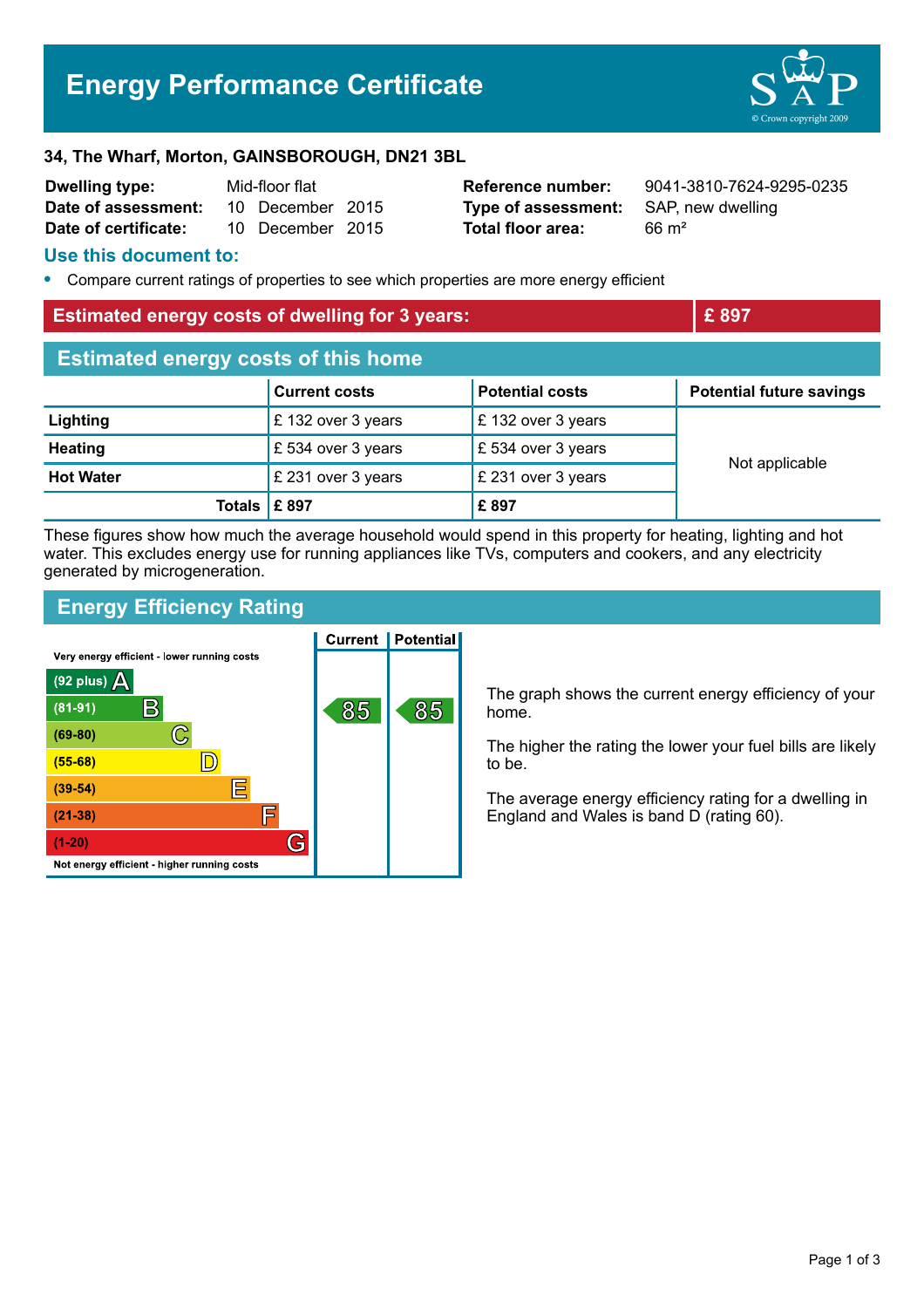# Energy Performance Certificate

**34, The Wharf, Morton, GAINSBOROUGH, DN21 3BL**

| | | | |
|---|---|---|---|
| **Dwelling type:** | Mid-floor flat | **Reference number:** | 9041-3810-7624-9295-0235 |
| **Date of assessment:** | 10 December 2015 | **Type of assessment:** | SAP, new dwelling |
| **Date of certificate:** | 10 December 2015 | **Total floor area:** | 66 m² |

## Use this document to:

- Compare current ratings of properties to see which properties are more energy efficient

## Estimated energy costs of dwelling for 3 years: £ 897

## Estimated energy costs of this home

| | Current costs | Potential costs | Potential future savings |
|---|---|---|---|
| **Lighting** | £ 132 over 3 years | £ 132 over 3 years | Not applicable |
| **Heating** | £ 534 over 3 years | £ 534 over 3 years | |
| **Hot Water** | £ 231 over 3 years | £ 231 over 3 years | |
| **Totals** | **£ 897** | **£ 897** | |

These figures show how much the average household would spend in this property for heating, lighting and hot water. This excludes energy use for running appliances like TVs, computers and cookers, and any electricity generated by microgeneration.

## Energy Efficiency Rating

| Rating band | Current | Potential |
|---|---|---|
| Very energy efficient - lower running costs | | |
| (92 plus) A | | |
| (81-91) B | 85 | 85 |
| (69-80) C | | |
| (55-68) D | | |
| (39-54) E | | |
| (21-38) F | | |
| (1-20) G | | |
| Not energy efficient - higher running costs | | |

The graph shows the current energy efficiency of your home.

The higher the rating the lower your fuel bills are likely to be.

The average energy efficiency rating for a dwelling in England and Wales is band D (rating 60).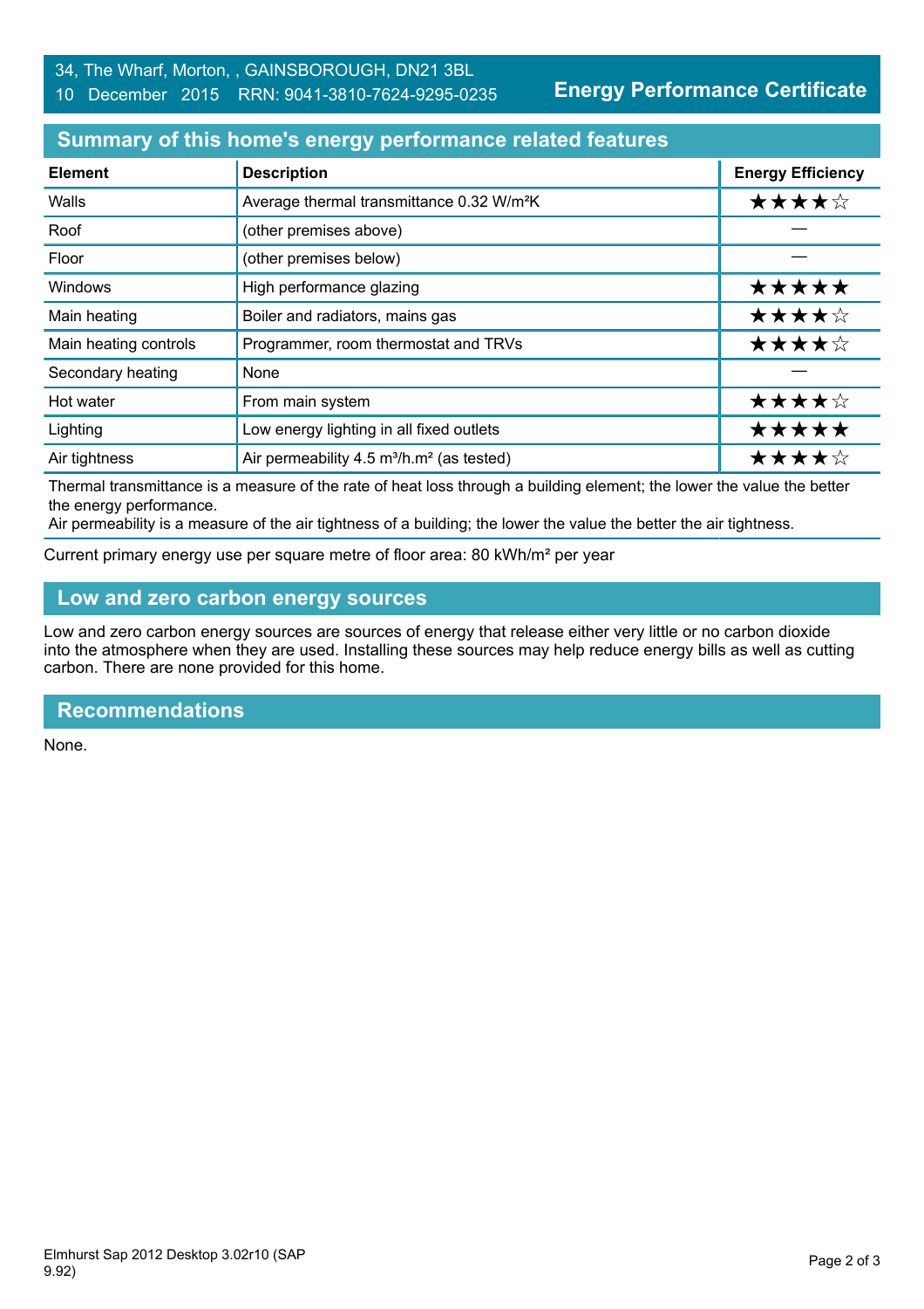34, The Wharf, Morton, , GAINSBOROUGH, DN21 3BL
10 December 2015 RRN: 9041-3810-7624-9295-0235

**Energy Performance Certificate**

## Summary of this home's energy performance related features

| Element | Description | Energy Efficiency |
|---|---|---|
| Walls | Average thermal transmittance 0.32 W/m²K | ★★★★☆ |
| Roof | (other premises above) | — |
| Floor | (other premises below) | — |
| Windows | High performance glazing | ★★★★★ |
| Main heating | Boiler and radiators, mains gas | ★★★★☆ |
| Main heating controls | Programmer, room thermostat and TRVs | ★★★★☆ |
| Secondary heating | None | — |
| Hot water | From main system | ★★★★☆ |
| Lighting | Low energy lighting in all fixed outlets | ★★★★★ |
| Air tightness | Air permeability 4.5 m³/h.m² (as tested) | ★★★★☆ |

Thermal transmittance is a measure of the rate of heat loss through a building element; the lower the value the better the energy performance.
Air permeability is a measure of the air tightness of a building; the lower the value the better the air tightness.

Current primary energy use per square metre of floor area: 80 kWh/m² per year

## Low and zero carbon energy sources

Low and zero carbon energy sources are sources of energy that release either very little or no carbon dioxide into the atmosphere when they are used. Installing these sources may help reduce energy bills as well as cutting carbon. There are none provided for this home.

## Recommendations

None.

Elmhurst Sap 2012 Desktop 3.02r10 (SAP 9.92)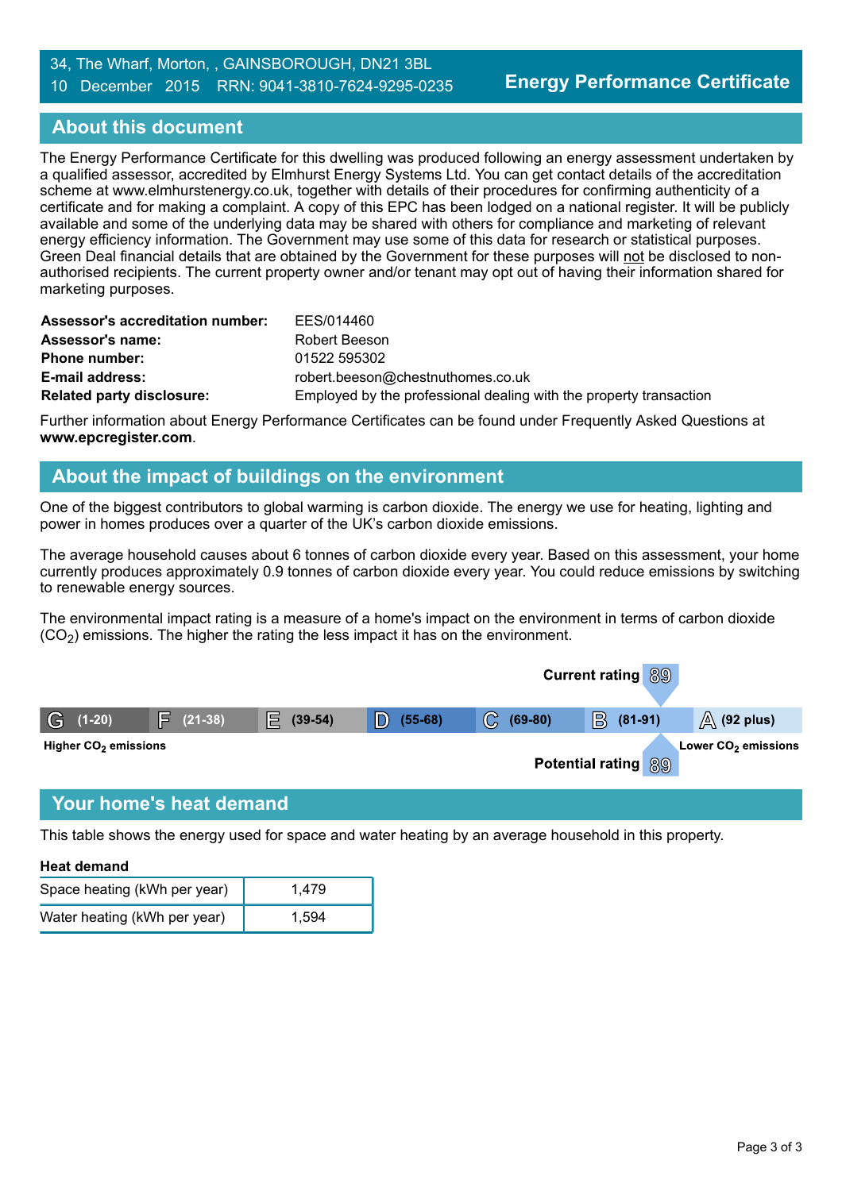34, The Wharf, Morton, , GAINSBOROUGH, DN21 3BL
10 December 2015 RRN: 9041-3810-7624-9295-0235

**Energy Performance Certificate**

## About this document

The Energy Performance Certificate for this dwelling was produced following an energy assessment undertaken by a qualified assessor, accredited by Elmhurst Energy Systems Ltd. You can get contact details of the accreditation scheme at www.elmhurstenergy.co.uk, together with details of their procedures for confirming authenticity of a certificate and for making a complaint. A copy of this EPC has been lodged on a national register. It will be publicly available and some of the underlying data may be shared with others for compliance and marketing of relevant energy efficiency information. The Government may use some of this data for research or statistical purposes. Green Deal financial details that are obtained by the Government for these purposes will not be disclosed to non-authorised recipients. The current property owner and/or tenant may opt out of having their information shared for marketing purposes.

| | |
|---|---|
| **Assessor's accreditation number:** | EES/014460 |
| **Assessor's name:** | Robert Beeson |
| **Phone number:** | 01522 595302 |
| **E-mail address:** | robert.beeson@chestnuthomes.co.uk |
| **Related party disclosure:** | Employed by the professional dealing with the property transaction |

Further information about Energy Performance Certificates can be found under Frequently Asked Questions at **www.epcregister.com**.

## About the impact of buildings on the environment

One of the biggest contributors to global warming is carbon dioxide. The energy we use for heating, lighting and power in homes produces over a quarter of the UK's carbon dioxide emissions.

The average household causes about 6 tonnes of carbon dioxide every year. Based on this assessment, your home currently produces approximately 0.9 tonnes of carbon dioxide every year. You could reduce emissions by switching to renewable energy sources.

The environmental impact rating is a measure of a home's impact on the environment in terms of carbon dioxide ($CO_2$) emissions. The higher the rating the less impact it has on the environment.

Current rating 89

G (1-20)
F (21-38)
E (39-54)
D (55-68)
C (69-80)
B (81-91)
A (92 plus)

Higher $CO_2$ emissions
Lower $CO_2$ emissions

Potential rating 89

## Your home's heat demand

This table shows the energy used for space and water heating by an average household in this property.

**Heat demand**

| | |
|---|---|
| Space heating (kWh per year) | 1,479 |
| Water heating (kWh per year) | 1,594 |